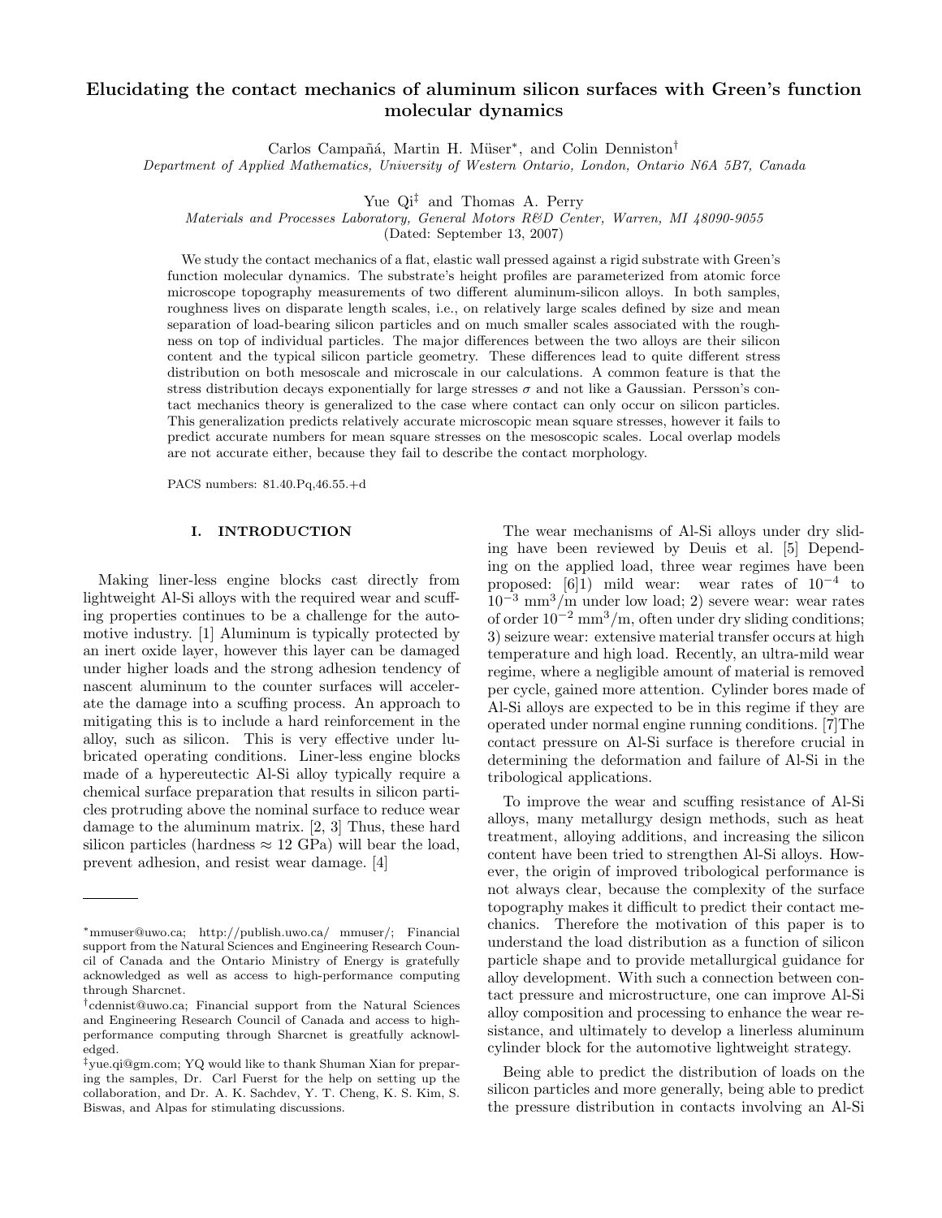# Elucidating the contact mechanics of aluminum silicon surfaces with Green's function molecular dynamics

Carlos Campañá, Martin H. Müser*, and Colin Denniston†

*Department of Applied Mathematics, University of Western Ontario, London, Ontario N6A 5B7, Canada*

Yue Qi‡ and Thomas A. Perry

*Materials and Processes Laboratory, General Motors R&D Center, Warren, MI 48090-9055*

(Dated: September 13, 2007)

We study the contact mechanics of a flat, elastic wall pressed against a rigid substrate with Green's function molecular dynamics. The substrate's height profiles are parameterized from atomic force microscope topography measurements of two different aluminum-silicon alloys. In both samples, roughness lives on disparate length scales, i.e., on relatively large scales defined by size and mean separation of load-bearing silicon particles and on much smaller scales associated with the roughness on top of individual particles. The major differences between the two alloys are their silicon content and the typical silicon particle geometry. These differences lead to quite different stress distribution on both mesoscale and microscale in our calculations. A common feature is that the stress distribution decays exponentially for large stresses $\sigma$ and not like a Gaussian. Persson's contact mechanics theory is generalized to the case where contact can only occur on silicon particles. This generalization predicts relatively accurate microscopic mean square stresses, however it fails to predict accurate numbers for mean square stresses on the mesoscopic scales. Local overlap models are not accurate either, because they fail to describe the contact morphology.

PACS numbers: 81.40.Pq,46.55.+d

## I. INTRODUCTION

Making liner-less engine blocks cast directly from lightweight Al-Si alloys with the required wear and scuffing properties continues to be a challenge for the automotive industry. [1] Aluminum is typically protected by an inert oxide layer, however this layer can be damaged under higher loads and the strong adhesion tendency of nascent aluminum to the counter surfaces will accelerate the damage into a scuffing process. An approach to mitigating this is to include a hard reinforcement in the alloy, such as silicon. This is very effective under lubricated operating conditions. Liner-less engine blocks made of a hypereutectic Al-Si alloy typically require a chemical surface preparation that results in silicon particles protruding above the nominal surface to reduce wear damage to the aluminum matrix. [2, 3] Thus, these hard silicon particles (hardness $\approx 12$ GPa) will bear the load, prevent adhesion, and resist wear damage. [4]

The wear mechanisms of Al-Si alloys under dry sliding have been reviewed by Deuis et al. [5] Depending on the applied load, three wear regimes have been proposed: [6]1) mild wear: wear rates of $10^{-4}$ to $10^{-3}$ mm$^3$/m under low load; 2) severe wear: wear rates of order $10^{-2}$ mm$^3$/m, often under dry sliding conditions; 3) seizure wear: extensive material transfer occurs at high temperature and high load. Recently, an ultra-mild wear regime, where a negligible amount of material is removed per cycle, gained more attention. Cylinder bores made of Al-Si alloys are expected to be in this regime if they are operated under normal engine running conditions. [7]The contact pressure on Al-Si surface is therefore crucial in determining the deformation and failure of Al-Si in the tribological applications.

To improve the wear and scuffing resistance of Al-Si alloys, many metallurgy design methods, such as heat treatment, alloying additions, and increasing the silicon content have been tried to strengthen Al-Si alloys. However, the origin of improved tribological performance is not always clear, because the complexity of the surface topography makes it difficult to predict their contact mechanics. Therefore the motivation of this paper is to understand the load distribution as a function of silicon particle shape and to provide metallurgical guidance for alloy development. With such a connection between contact pressure and microstructure, one can improve Al-Si alloy composition and processing to enhance the wear resistance, and ultimately to develop a linerless aluminum cylinder block for the automotive lightweight strategy.

Being able to predict the distribution of loads on the silicon particles and more generally, being able to predict the pressure distribution in contacts involving an Al-Si

---

*mmuser@uwo.ca; http://publish.uwo.ca/ mmuser/; Financial support from the Natural Sciences and Engineering Research Council of Canada and the Ontario Ministry of Energy is gratefully acknowledged as well as access to high-performance computing through Sharcnet.

†cdennist@uwo.ca; Financial support from the Natural Sciences and Engineering Research Council of Canada and access to high-performance computing through Sharcnet is greatfully acknowledged.

‡yue.qi@gm.com; YQ would like to thank Shuman Xian for preparing the samples, Dr. Carl Fuerst for the help on setting up the collaboration, and Dr. A. K. Sachdev, Y. T. Cheng, K. S. Kim, S. Biswas, and Alpas for stimulating discussions.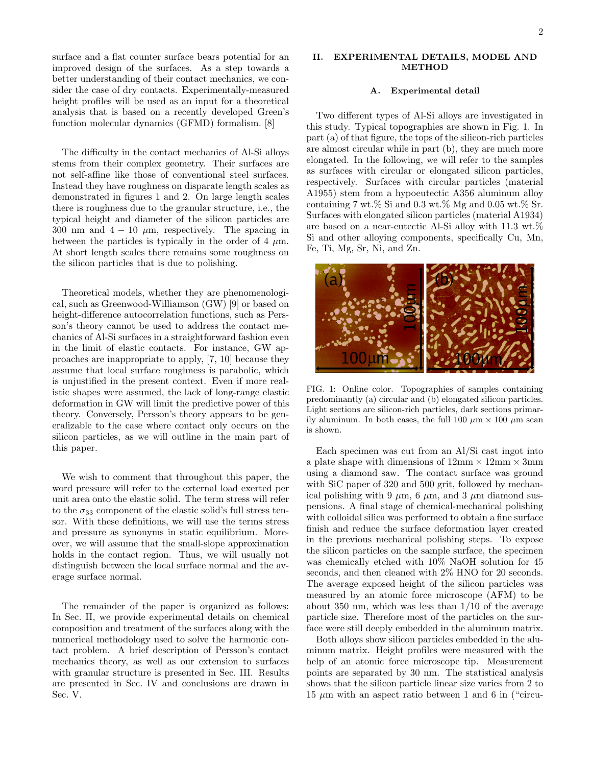surface and a flat counter surface bears potential for an improved design of the surfaces. As a step towards a better understanding of their contact mechanics, we consider the case of dry contacts. Experimentally-measured height profiles will be used as an input for a theoretical analysis that is based on a recently developed Green's function molecular dynamics (GFMD) formalism. [8]

The difficulty in the contact mechanics of Al-Si alloys stems from their complex geometry. Their surfaces are not self-affine like those of conventional steel surfaces. Instead they have roughness on disparate length scales as demonstrated in figures 1 and 2. On large length scales there is roughness due to the granular structure, i.e., the typical height and diameter of the silicon particles are 300 nm and $4 - 10$ $\mu$m, respectively. The spacing in between the particles is typically in the order of 4 $\mu$m. At short length scales there remains some roughness on the silicon particles that is due to polishing.

Theoretical models, whether they are phenomenological, such as Greenwood-Williamson (GW) [9] or based on height-difference autocorrelation functions, such as Persson's theory cannot be used to address the contact mechanics of Al-Si surfaces in a straightforward fashion even in the limit of elastic contacts. For instance, GW approaches are inappropriate to apply, [7, 10] because they assume that local surface roughness is parabolic, which is unjustified in the present context. Even if more realistic shapes were assumed, the lack of long-range elastic deformation in GW will limit the predictive power of this theory. Conversely, Persson's theory appears to be generalizable to the case where contact only occurs on the silicon particles, as we will outline in the main part of this paper.

We wish to comment that throughout this paper, the word pressure will refer to the external load exerted per unit area onto the elastic solid. The term stress will refer to the $\sigma_{33}$ component of the elastic solid's full stress tensor. With these definitions, we will use the terms stress and pressure as synonyms in static equilibrium. Moreover, we will assume that the small-slope approximation holds in the contact region. Thus, we will usually not distinguish between the local surface normal and the average surface normal.

The remainder of the paper is organized as follows: In Sec. II, we provide experimental details on chemical composition and treatment of the surfaces along with the numerical methodology used to solve the harmonic contact problem. A brief description of Persson's contact mechanics theory, as well as our extension to surfaces with granular structure is presented in Sec. III. Results are presented in Sec. IV and conclusions are drawn in Sec. V.

## II. EXPERIMENTAL DETAILS, MODEL AND METHOD

### A. Experimental detail

Two different types of Al-Si alloys are investigated in this study. Typical topographies are shown in Fig. 1. In part (a) of that figure, the tops of the silicon-rich particles are almost circular while in part (b), they are much more elongated. In the following, we will refer to the samples as surfaces with circular or elongated silicon particles, respectively. Surfaces with circular particles (material A1955) stem from a hypoeutectic A356 aluminum alloy containing 7 wt.% Si and 0.3 wt.% Mg and 0.05 wt.% Sr. Surfaces with elongated silicon particles (material A1934) are based on a near-eutectic Al-Si alloy with 11.3 wt.% Si and other alloying components, specifically Cu, Mn, Fe, Ti, Mg, Sr, Ni, and Zn.

FIG. 1: Online color. Topographies of samples containing predominantly (a) circular and (b) elongated silicon particles. Light sections are silicon-rich particles, dark sections primarily aluminum. In both cases, the full 100 $\mu$m $\times$ 100 $\mu$m scan is shown.

Each specimen was cut from an Al/Si cast ingot into a plate shape with dimensions of 12mm $\times$ 12mm $\times$ 3mm using a diamond saw. The contact surface was ground with SiC paper of 320 and 500 grit, followed by mechanical polishing with 9 $\mu$m, 6 $\mu$m, and 3 $\mu$m diamond suspensions. A final stage of chemical-mechanical polishing with colloidal silica was performed to obtain a fine surface finish and reduce the surface deformation layer created in the previous mechanical polishing steps. To expose the silicon particles on the sample surface, the specimen was chemically etched with 10% NaOH solution for 45 seconds, and then cleaned with 2% HNO for 20 seconds. The average exposed height of the silicon particles was measured by an atomic force microscope (AFM) to be about 350 nm, which was less than 1/10 of the average particle size. Therefore most of the particles on the surface were still deeply embedded in the aluminum matrix.

Both alloys show silicon particles embedded in the aluminum matrix. Height profiles were measured with the help of an atomic force microscope tip. Measurement points are separated by 30 nm. The statistical analysis shows that the silicon particle linear size varies from 2 to 15 $\mu$m with an aspect ratio between 1 and 6 in ("circu-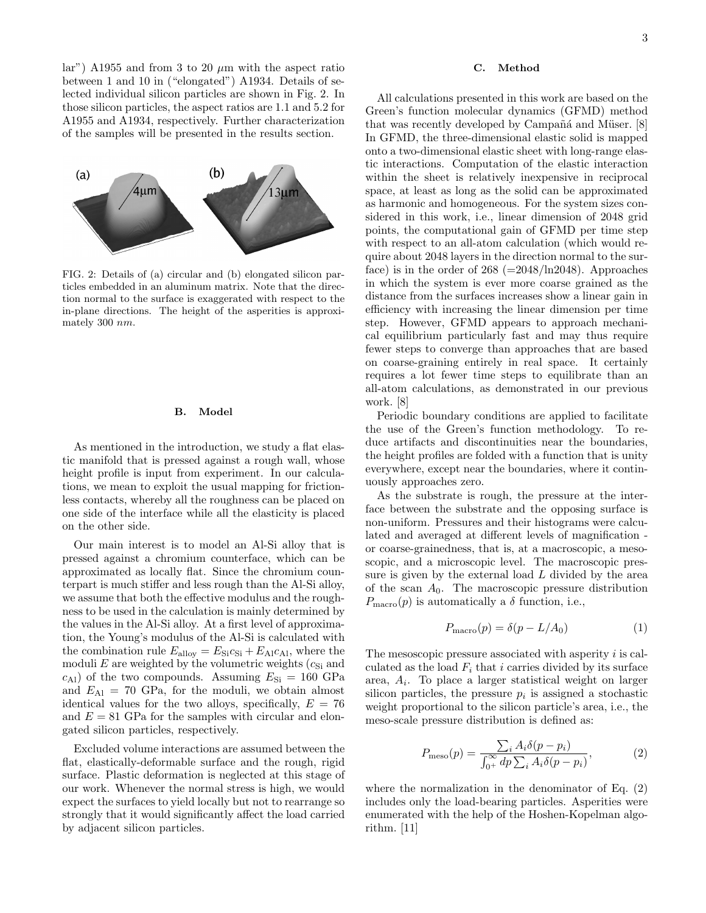lar") A1955 and from 3 to 20 $\mu$m with the aspect ratio between 1 and 10 in ("elongated") A1934. Details of selected individual silicon particles are shown in Fig. 2. In those silicon particles, the aspect ratios are 1.1 and 5.2 for A1955 and A1934, respectively. Further characterization of the samples will be presented in the results section.

FIG. 2: Details of (a) circular and (b) elongated silicon particles embedded in an aluminum matrix. Note that the direction normal to the surface is exaggerated with respect to the in-plane directions. The height of the asperities is approximately 300 *nm*.

## B. Model

As mentioned in the introduction, we study a flat elastic manifold that is pressed against a rough wall, whose height profile is input from experiment. In our calculations, we mean to exploit the usual mapping for frictionless contacts, whereby all the roughness can be placed on one side of the interface while all the elasticity is placed on the other side.

Our main interest is to model an Al-Si alloy that is pressed against a chromium counterface, which can be approximated as locally flat. Since the chromium counterpart is much stiffer and less rough than the Al-Si alloy, we assume that both the effective modulus and the roughness to be used in the calculation is mainly determined by the values in the Al-Si alloy. At a first level of approximation, the Young's modulus of the Al-Si is calculated with the combination rule $E_{\rm alloy} = E_{\rm Si} c_{\rm Si} + E_{\rm Al} c_{\rm Al}$, where the moduli $E$ are weighted by the volumetric weights ($c_{\rm Si}$ and $c_{\rm Al}$) of the two compounds. Assuming $E_{\rm Si} = 160$ GPa and $E_{\rm Al} = 70$ GPa, for the moduli, we obtain almost identical values for the two alloys, specifically, $E = 76$ and $E = 81$ GPa for the samples with circular and elongated silicon particles, respectively.

Excluded volume interactions are assumed between the flat, elastically-deformable surface and the rough, rigid surface. Plastic deformation is neglected at this stage of our work. Whenever the normal stress is high, we would expect the surfaces to yield locally but not to rearrange so strongly that it would significantly affect the load carried by adjacent silicon particles.

## C. Method

All calculations presented in this work are based on the Green's function molecular dynamics (GFMD) method that was recently developed by Campañá and Müser. [8] In GFMD, the three-dimensional elastic solid is mapped onto a two-dimensional elastic sheet with long-range elastic interactions. Computation of the elastic interaction within the sheet is relatively inexpensive in reciprocal space, at least as long as the solid can be approximated as harmonic and homogeneous. For the system sizes considered in this work, i.e., linear dimension of 2048 grid points, the computational gain of GFMD per time step with respect to an all-atom calculation (which would require about 2048 layers in the direction normal to the surface) is in the order of 268 (=2048/ln2048). Approaches in which the system is ever more coarse grained as the distance from the surfaces increases show a linear gain in efficiency with increasing the linear dimension per time step. However, GFMD appears to approach mechanical equilibrium particularly fast and may thus require fewer steps to converge than approaches that are based on coarse-graining entirely in real space. It certainly requires a lot fewer time steps to equilibrate than an all-atom calculations, as demonstrated in our previous work. [8]

Periodic boundary conditions are applied to facilitate the use of the Green's function methodology. To reduce artifacts and discontinuities near the boundaries, the height profiles are folded with a function that is unity everywhere, except near the boundaries, where it continuously approaches zero.

As the substrate is rough, the pressure at the interface between the substrate and the opposing surface is non-uniform. Pressures and their histograms were calculated and averaged at different levels of magnification - or coarse-grainedness, that is, at a macroscopic, a mesoscopic, and a microscopic level. The macroscopic pressure is given by the external load $L$ divided by the area of the scan $A_0$. The macroscopic pressure distribution $P_{\rm macro}(p)$ is automatically a $\delta$ function, i.e.,

$$P_{\rm macro}(p) = \delta(p - L/A_0) \tag{1}$$

The mesoscopic pressure associated with asperity $i$ is calculated as the load $F_i$ that $i$ carries divided by its surface area, $A_i$. To place a larger statistical weight on larger silicon particles, the pressure $p_i$ is assigned a stochastic weight proportional to the silicon particle's area, i.e., the meso-scale pressure distribution is defined as:

$$P_{\rm meso}(p) = \frac{\sum_i A_i \delta(p - p_i)}{\int_{0^+}^{\infty} dp \sum_i A_i \delta(p - p_i)}, \tag{2}$$

where the normalization in the denominator of Eq. (2) includes only the load-bearing particles. Asperities were enumerated with the help of the Hoshen-Kopelman algorithm. [11]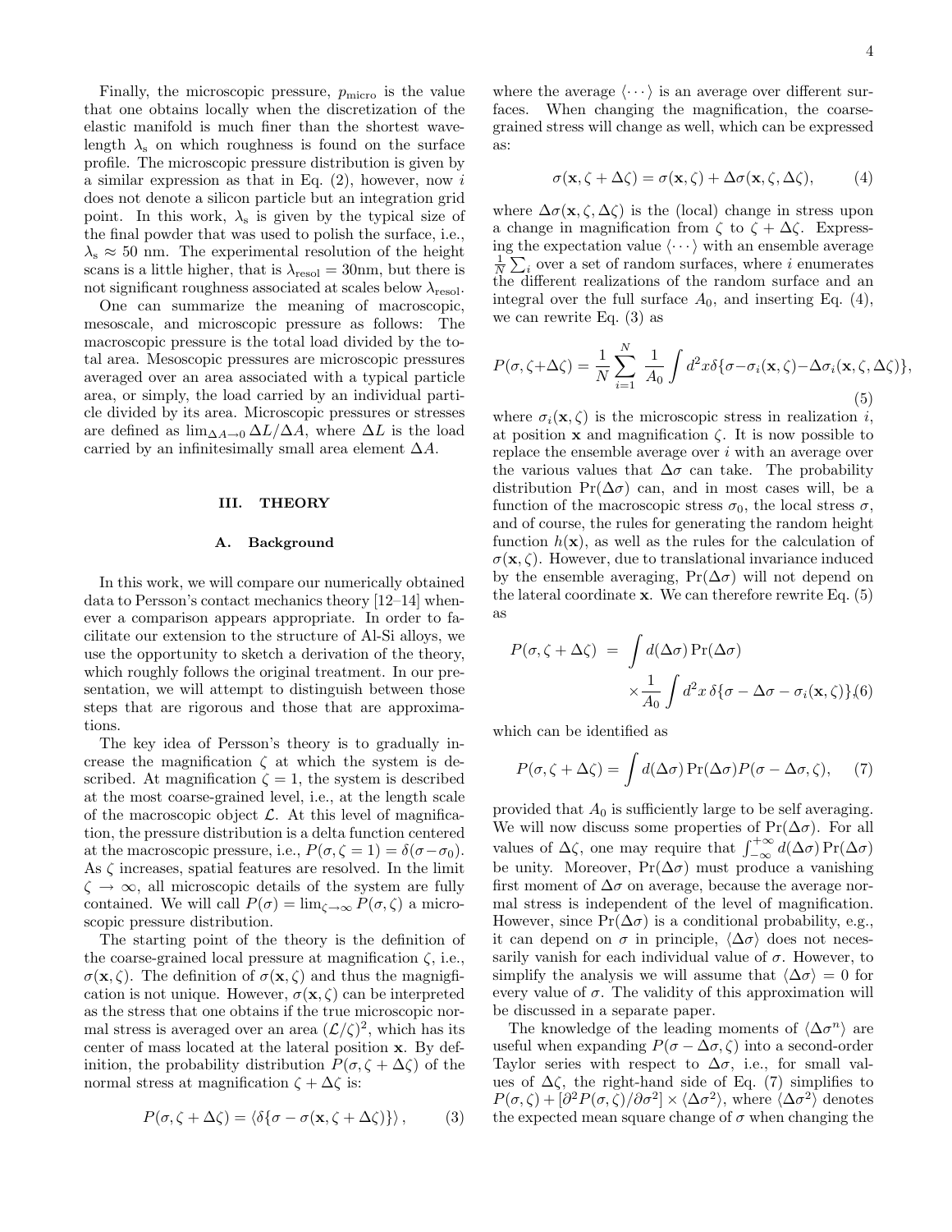Finally, the microscopic pressure, $p_{\rm micro}$ is the value that one obtains locally when the discretization of the elastic manifold is much finer than the shortest wavelength $\lambda_{\rm s}$ on which roughness is found on the surface profile. The microscopic pressure distribution is given by a similar expression as that in Eq. (2), however, now $i$ does not denote a silicon particle but an integration grid point. In this work, $\lambda_{\rm s}$ is given by the typical size of the final powder that was used to polish the surface, i.e., $\lambda_{\rm s} \approx 50$ nm. The experimental resolution of the height scans is a little higher, that is $\lambda_{\rm resol} = 30$nm, but there is not significant roughness associated at scales below $\lambda_{\rm resol}$.

One can summarize the meaning of macroscopic, mesoscale, and microscopic pressure as follows: The macroscopic pressure is the total load divided by the total area. Mesoscopic pressures are microscopic pressures averaged over an area associated with a typical particle area, or simply, the load carried by an individual particle divided by its area. Microscopic pressures or stresses are defined as $\lim_{\Delta A \to 0} \Delta L/\Delta A$, where $\Delta L$ is the load carried by an infinitesimally small area element $\Delta A$.

## III. THEORY

### A. Background

In this work, we will compare our numerically obtained data to Persson's contact mechanics theory [12–14] whenever a comparison appears appropriate. In order to facilitate our extension to the structure of Al-Si alloys, we use the opportunity to sketch a derivation of the theory, which roughly follows the original treatment. In our presentation, we will attempt to distinguish between those steps that are rigorous and those that are approximations.

The key idea of Persson's theory is to gradually increase the magnification $\zeta$ at which the system is described. At magnification $\zeta = 1$, the system is described at the most coarse-grained level, i.e., at the length scale of the macroscopic object $\mathcal{L}$. At this level of magnification, the pressure distribution is a delta function centered at the macroscopic pressure, i.e., $P(\sigma, \zeta = 1) = \delta(\sigma - \sigma_0)$. As $\zeta$ increases, spatial features are resolved. In the limit $\zeta \to \infty$, all microscopic details of the system are fully contained. We will call $P(\sigma) = \lim_{\zeta\to\infty} P(\sigma, \zeta)$ a microscopic pressure distribution.

The starting point of the theory is the definition of the coarse-grained local pressure at magnification $\zeta$, i.e., $\sigma(\mathbf{x}, \zeta)$. The definition of $\sigma(\mathbf{x}, \zeta)$ and thus the magnigfication is not unique. However, $\sigma(\mathbf{x}, \zeta)$ can be interpreted as the stress that one obtains if the true microscopic normal stress is averaged over an area $(\mathcal{L}/\zeta)^2$, which has its center of mass located at the lateral position $\mathbf{x}$. By definition, the probability distribution $P(\sigma, \zeta + \Delta\zeta)$ of the normal stress at magnification $\zeta + \Delta\zeta$ is:

$$P(\sigma, \zeta + \Delta\zeta) = \left\langle \delta\{\sigma - \sigma(\mathbf{x}, \zeta + \Delta\zeta)\}\right\rangle, \qquad (3)$$

where the average $\langle \cdots \rangle$ is an average over different surfaces. When changing the magnification, the coarse-grained stress will change as well, which can be expressed as:

$$\sigma(\mathbf{x}, \zeta + \Delta\zeta) = \sigma(\mathbf{x}, \zeta) + \Delta\sigma(\mathbf{x}, \zeta, \Delta\zeta), \qquad (4)$$

where $\Delta\sigma(\mathbf{x}, \zeta, \Delta\zeta)$ is the (local) change in stress upon a change in magnification from $\zeta$ to $\zeta + \Delta\zeta$. Expressing the expectation value $\langle \cdots \rangle$ with an ensemble average $\frac{1}{N}\sum_i$ over a set of random surfaces, where $i$ enumerates the different realizations of the random surface and an integral over the full surface $A_0$, and inserting Eq. (4), we can rewrite Eq. (3) as

$$P(\sigma, \zeta + \Delta\zeta) = \frac{1}{N}\sum_{i=1}^{N} \frac{1}{A_0}\int d^2x \delta\{\sigma - \sigma_i(\mathbf{x}, \zeta) - \Delta\sigma_i(\mathbf{x}, \zeta, \Delta\zeta)\}, \qquad (5)$$

where $\sigma_i(\mathbf{x}, \zeta)$ is the microscopic stress in realization $i$, at position $\mathbf{x}$ and magnification $\zeta$. It is now possible to replace the ensemble average over $i$ with an average over the various values that $\Delta\sigma$ can take. The probability distribution $\Pr(\Delta\sigma)$ can, and in most cases will, be a function of the macroscopic stress $\sigma_0$, the local stress $\sigma$, and of course, the rules for generating the random height function $h(\mathbf{x})$, as well as the rules for the calculation of $\sigma(\mathbf{x}, \zeta)$. However, due to translational invariance induced by the ensemble averaging, $\Pr(\Delta\sigma)$ will not depend on the lateral coordinate $\mathbf{x}$. We can therefore rewrite Eq. (5) as

$$P(\sigma, \zeta + \Delta\zeta) = \int d(\Delta\sigma) \Pr(\Delta\sigma) \times \frac{1}{A_0}\int d^2x\, \delta\{\sigma - \Delta\sigma - \sigma_i(\mathbf{x}, \zeta)\}, \qquad (6)$$

which can be identified as

$$P(\sigma, \zeta + \Delta\zeta) = \int d(\Delta\sigma) \Pr(\Delta\sigma) P(\sigma - \Delta\sigma, \zeta), \qquad (7)$$

provided that $A_0$ is sufficiently large to be self averaging. We will now discuss some properties of $\Pr(\Delta\sigma)$. For all values of $\Delta\zeta$, one may require that $\int_{-\infty}^{+\infty} d(\Delta\sigma) \Pr(\Delta\sigma)$ be unity. Moreover, $\Pr(\Delta\sigma)$ must produce a vanishing first moment of $\Delta\sigma$ on average, because the average normal stress is independent of the level of magnification. However, since $\Pr(\Delta\sigma)$ is a conditional probability, e.g., it can depend on $\sigma$ in principle, $\langle\Delta\sigma\rangle$ does not necessarily vanish for each individual value of $\sigma$. However, to simplify the analysis we will assume that $\langle\Delta\sigma\rangle = 0$ for every value of $\sigma$. The validity of this approximation will be discussed in a separate paper.

The knowledge of the leading moments of $\langle\Delta\sigma^n\rangle$ are useful when expanding $P(\sigma - \Delta\sigma, \zeta)$ into a second-order Taylor series with respect to $\Delta\sigma$, i.e., for small values of $\Delta\zeta$, the right-hand side of Eq. (7) simplifies to $P(\sigma, \zeta) + [\partial^2 P(\sigma, \zeta)/\partial\sigma^2] \times \langle\Delta\sigma^2\rangle$, where $\langle\Delta\sigma^2\rangle$ denotes the expected mean square change of $\sigma$ when changing the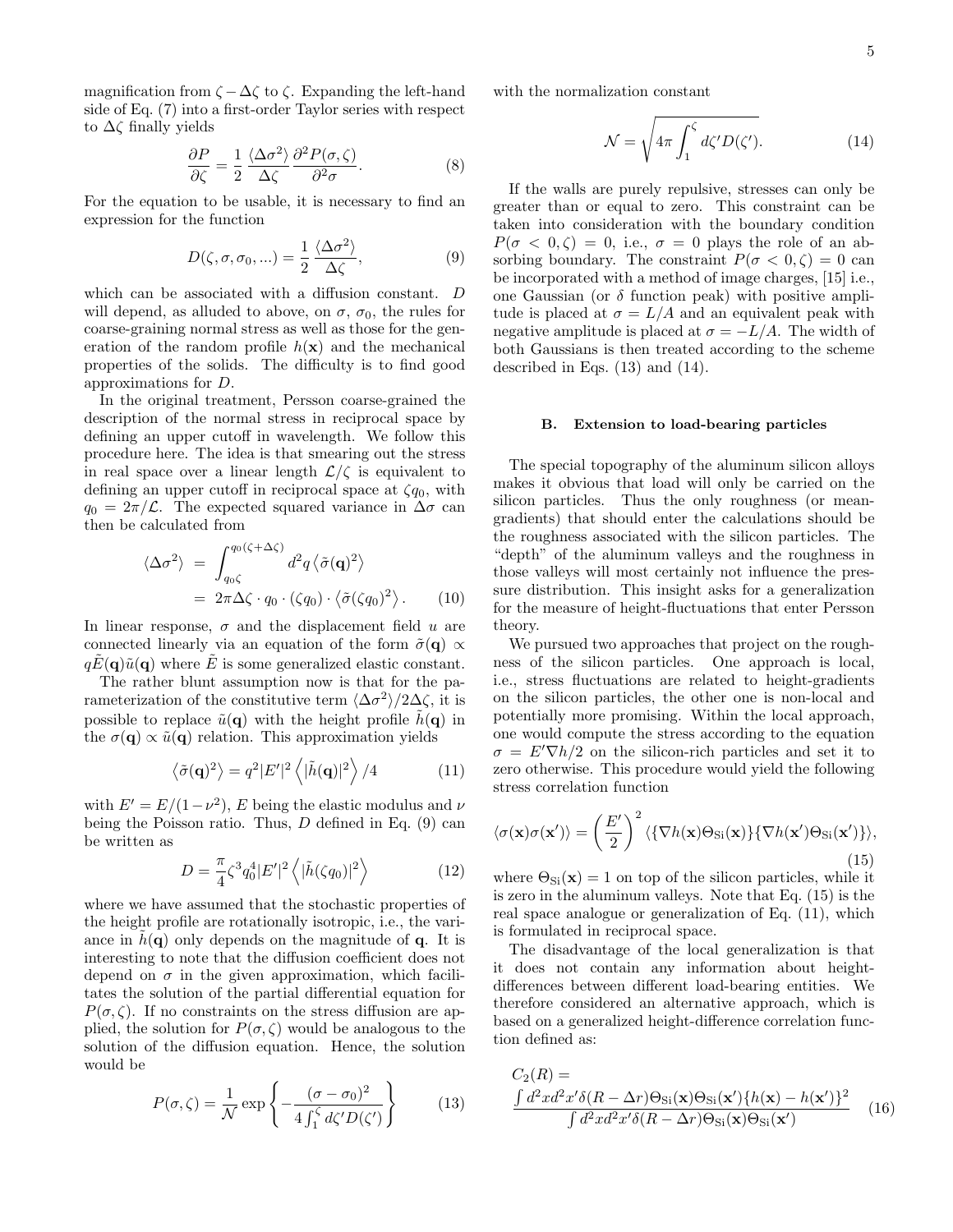magnification from $\zeta - \Delta\zeta$ to $\zeta$. Expanding the left-hand side of Eq. (7) into a first-order Taylor series with respect to $\Delta\zeta$ finally yields

$$\frac{\partial P}{\partial \zeta} = \frac{1}{2}\,\frac{\langle \Delta\sigma^2\rangle}{\Delta\zeta}\,\frac{\partial^2 P(\sigma,\zeta)}{\partial^2\sigma}. \tag{8}$$

For the equation to be usable, it is necessary to find an expression for the function

$$D(\zeta,\sigma,\sigma_0,...) = \frac{1}{2}\,\frac{\langle \Delta\sigma^2\rangle}{\Delta\zeta}, \tag{9}$$

which can be associated with a diffusion constant. $D$ will depend, as alluded to above, on $\sigma$, $\sigma_0$, the rules for coarse-graining normal stress as well as those for the generation of the random profile $h(\mathbf{x})$ and the mechanical properties of the solids. The difficulty is to find good approximations for $D$.

In the original treatment, Persson coarse-grained the description of the normal stress in reciprocal space by defining an upper cutoff in wavelength. We follow this procedure here. The idea is that smearing out the stress in real space over a linear length $\mathcal{L}/\zeta$ is equivalent to defining an upper cutoff in reciprocal space at $\zeta q_0$, with $q_0 = 2\pi/\mathcal{L}$. The expected squared variance in $\Delta\sigma$ can then be calculated from

$$\begin{aligned}\langle \Delta\sigma^2\rangle &= \int_{q_0\zeta}^{q_0(\zeta+\Delta\zeta)} d^2q\,\langle \tilde\sigma(\mathbf{q})^2\rangle \\ &= 2\pi\Delta\zeta\cdot q_0\cdot(\zeta q_0)\cdot\langle\tilde\sigma(\zeta q_0)^2\rangle.\end{aligned} \tag{10}$$

In linear response, $\sigma$ and the displacement field $u$ are connected linearly via an equation of the form $\tilde\sigma(\mathbf{q}) \propto q\tilde{E}(\mathbf{q})\tilde{u}(\mathbf{q})$ where $\tilde{E}$ is some generalized elastic constant.

The rather blunt assumption now is that for the parameterization of the constitutive term $\langle\Delta\sigma^2\rangle/2\Delta\zeta$, it is possible to replace $\tilde{u}(\mathbf{q})$ with the height profile $\tilde{h}(\mathbf{q})$ in the $\sigma(\mathbf{q}) \propto \tilde{u}(\mathbf{q})$ relation. This approximation yields

$$\left\langle\tilde\sigma(\mathbf{q})^2\right\rangle = q^2|E'|^2\left\langle|\tilde{h}(\mathbf{q})|^2\right\rangle/4 \tag{11}$$

with $E' = E/(1-\nu^2)$, $E$ being the elastic modulus and $\nu$ being the Poisson ratio. Thus, $D$ defined in Eq. (9) can be written as

$$D = \frac{\pi}{4}\zeta^3 q_0^4|E'|^2\left\langle|\tilde{h}(\zeta q_0)|^2\right\rangle \tag{12}$$

where we have assumed that the stochastic properties of the height profile are rotationally isotropic, i.e., the variance in $\tilde{h}(\mathbf{q})$ only depends on the magnitude of $\mathbf{q}$. It is interesting to note that the diffusion coefficient does not depend on $\sigma$ in the given approximation, which facilitates the solution of the partial differential equation for $P(\sigma,\zeta)$. If no constraints on the stress diffusion are applied, the solution for $P(\sigma,\zeta)$ would be analogous to the solution of the diffusion equation. Hence, the solution would be

$$P(\sigma,\zeta) = \frac{1}{\mathcal{N}}\exp\left\{-\frac{(\sigma-\sigma_0)^2}{4\int_1^\zeta d\zeta' D(\zeta')}\right\} \tag{13}$$

with the normalization constant

$$\mathcal{N} = \sqrt{4\pi\int_1^\zeta d\zeta' D(\zeta')}. \tag{14}$$

If the walls are purely repulsive, stresses can only be greater than or equal to zero. This constraint can be taken into consideration with the boundary condition $P(\sigma < 0,\zeta) = 0$, i.e., $\sigma = 0$ plays the role of an absorbing boundary. The constraint $P(\sigma < 0,\zeta) = 0$ can be incorporated with a method of image charges, [15] i.e., one Gaussian (or $\delta$ function peak) with positive amplitude is placed at $\sigma = L/A$ and an equivalent peak with negative amplitude is placed at $\sigma = -L/A$. The width of both Gaussians is then treated according to the scheme described in Eqs. (13) and (14).

### B. Extension to load-bearing particles

The special topography of the aluminum silicon alloys makes it obvious that load will only be carried on the silicon particles. Thus the only roughness (or mean-gradients) that should enter the calculations should be the roughness associated with the silicon particles. The "depth" of the aluminum valleys and the roughness in those valleys will most certainly not influence the pressure distribution. This insight asks for a generalization for the measure of height-fluctuations that enter Persson theory.

We pursued two approaches that project on the roughness of the silicon particles. One approach is local, i.e., stress fluctuations are related to height-gradients on the silicon particles, the other one is non-local and potentially more promising. Within the local approach, one would compute the stress according to the equation $\sigma = E'\nabla h/2$ on the silicon-rich particles and set it to zero otherwise. This procedure would yield the following stress correlation function

$$\langle\sigma(\mathbf{x})\sigma(\mathbf{x}')\rangle = \left(\frac{E'}{2}\right)^2\langle\{\nabla h(\mathbf{x})\Theta_{\rm Si}(\mathbf{x})\}\{\nabla h(\mathbf{x}')\Theta_{\rm Si}(\mathbf{x}')\}\rangle, \tag{15}$$

where $\Theta_{\rm Si}(\mathbf{x}) = 1$ on top of the silicon particles, while it is zero in the aluminum valleys. Note that Eq. (15) is the real space analogue or generalization of Eq. (11), which is formulated in reciprocal space.

The disadvantage of the local generalization is that it does not contain any information about height-differences between different load-bearing entities. We therefore considered an alternative approach, which is based on a generalized height-difference correlation function defined as:

$$C_2(R) = \frac{\int d^2x d^2x'\delta(R-\Delta r)\Theta_{\rm Si}(\mathbf{x})\Theta_{\rm Si}(\mathbf{x}')\{h(\mathbf{x})-h(\mathbf{x}')\}^2}{\int d^2x d^2x'\delta(R-\Delta r)\Theta_{\rm Si}(\mathbf{x})\Theta_{\rm Si}(\mathbf{x}')} \tag{16}$$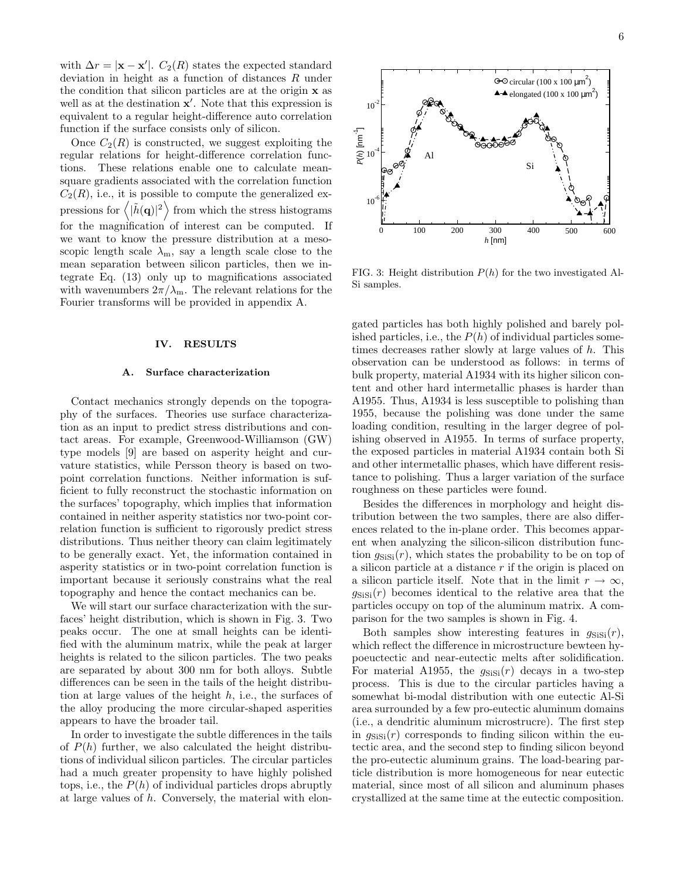with $\Delta r = |\mathbf{x} - \mathbf{x}'|$. $C_2(R)$ states the expected standard deviation in height as a function of distances $R$ under the condition that silicon particles are at the origin $\mathbf{x}$ as well as at the destination $\mathbf{x}'$. Note that this expression is equivalent to a regular height-difference auto correlation function if the surface consists only of silicon.

Once $C_2(R)$ is constructed, we suggest exploiting the regular relations for height-difference correlation functions. These relations enable one to calculate mean-square gradients associated with the correlation function $C_2(R)$, i.e., it is possible to compute the generalized expressions for $\left\langle |\tilde{h}(\mathbf{q})|^2 \right\rangle$ from which the stress histograms for the magnification of interest can be computed. If we want to know the pressure distribution at a mesoscopic length scale $\lambda_\mathrm{m}$, say a length scale close to the mean separation between silicon particles, then we integrate Eq. (13) only up to magnifications associated with wavenumbers $2\pi/\lambda_\mathrm{m}$. The relevant relations for the Fourier transforms will be provided in appendix A.

## IV. RESULTS

### A. Surface characterization

Contact mechanics strongly depends on the topography of the surfaces. Theories use surface characterization as an input to predict stress distributions and contact areas. For example, Greenwood-Williamson (GW) type models [9] are based on asperity height and curvature statistics, while Persson theory is based on two-point correlation functions. Neither information is sufficient to fully reconstruct the stochastic information on the surfaces' topography, which implies that information contained in neither asperity statistics nor two-point correlation function is sufficient to rigorously predict stress distributions. Thus neither theory can claim legitimately to be generally exact. Yet, the information contained in asperity statistics or in two-point correlation function is important because it seriously constrains what the real topography and hence the contact mechanics can be.

We will start our surface characterization with the surfaces' height distribution, which is shown in Fig. 3. Two peaks occur. The one at small heights can be identified with the aluminum matrix, while the peak at larger heights is related to the silicon particles. The two peaks are separated by about 300 nm for both alloys. Subtle differences can be seen in the tails of the height distribution at large values of the height $h$, i.e., the surfaces of the alloy producing the more circular-shaped asperities appears to have the broader tail.

In order to investigate the subtle differences in the tails of $P(h)$ further, we also calculated the height distributions of individual silicon particles. The circular particles had a much greater propensity to have highly polished tops, i.e., the $P(h)$ of individual particles drops abruptly at large values of $h$. Conversely, the material with elongated particles has both highly polished and barely polished particles, i.e., the $P(h)$ of individual particles sometimes decreases rather slowly at large values of $h$. This observation can be understood as follows: in terms of bulk property, material A1934 with its higher silicon content and other hard intermetallic phases is harder than A1955. Thus, A1934 is less susceptible to polishing than 1955, because the polishing was done under the same loading condition, resulting in the larger degree of polishing observed in A1955. In terms of surface property, the exposed particles in material A1934 contain both Si and other intermetallic phases, which have different resistance to polishing. Thus a larger variation of the surface roughness on these particles were found.

FIG. 3: Height distribution $P(h)$ for the two investigated Al-Si samples.

Besides the differences in morphology and height distribution between the two samples, there are also differences related to the in-plane order. This becomes apparent when analyzing the silicon-silicon distribution function $g_\mathrm{SiSi}(r)$, which states the probability to be on top of a silicon particle at a distance $r$ if the origin is placed on a silicon particle itself. Note that in the limit $r \to \infty$, $g_\mathrm{SiSi}(r)$ becomes identical to the relative area that the particles occupy on top of the aluminum matrix. A comparison for the two samples is shown in Fig. 4.

Both samples show interesting features in $g_\mathrm{SiSi}(r)$, which reflect the difference in microstructure bewteen hypoeuctectic and near-eutectic melts after solidification. For material A1955, the $g_\mathrm{SiSi}(r)$ decays in a two-step process. This is due to the circular particles having a somewhat bi-modal distribution with one eutectic Al-Si area surrounded by a few pro-eutectic aluminum domains (i.e., a dendritic aluminum microstrucre). The first step in $g_\mathrm{SiSi}(r)$ corresponds to finding silicon within the eutectic area, and the second step to finding silicon beyond the pro-eutectic aluminum grains. The load-bearing particle distribution is more homogeneous for near eutectic material, since most of all silicon and aluminum phases crystallized at the same time at the eutectic composition.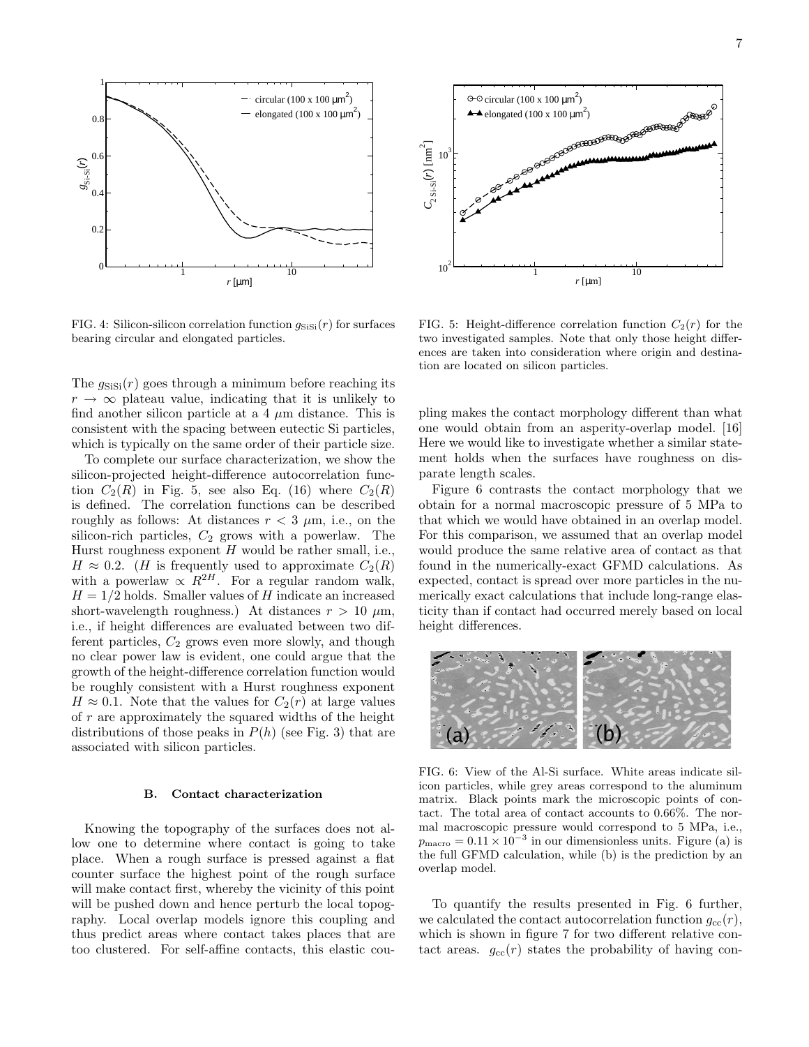FIG. 4: Silicon-silicon correlation function $g_{\rm SiSi}(r)$ for surfaces bearing circular and elongated particles.

FIG. 5: Height-difference correlation function $C_2(r)$ for the two investigated samples. Note that only those height differences are taken into consideration where origin and destination are located on silicon particles.

The $g_{\rm SiSi}(r)$ goes through a minimum before reaching its $r \to \infty$ plateau value, indicating that it is unlikely to find another silicon particle at a 4 $\mu$m distance. This is consistent with the spacing between eutectic Si particles, which is typically on the same order of their particle size.

To complete our surface characterization, we show the silicon-projected height-difference autocorrelation function $C_2(R)$ in Fig. 5, see also Eq. (16) where $C_2(R)$ is defined. The correlation functions can be described roughly as follows: At distances $r < 3$ $\mu$m, i.e., on the silicon-rich particles, $C_2$ grows with a powerlaw. The Hurst roughness exponent $H$ would be rather small, i.e., $H \approx 0.2$. ($H$ is frequently used to approximate $C_2(R)$ with a powerlaw $\propto R^{2H}$. For a regular random walk, $H = 1/2$ holds. Smaller values of $H$ indicate an increased short-wavelength roughness.) At distances $r > 10$ $\mu$m, i.e., if height differences are evaluated between two different particles, $C_2$ grows even more slowly, and though no clear power law is evident, one could argue that the growth of the height-difference correlation function would be roughly consistent with a Hurst roughness exponent $H \approx 0.1$. Note that the values for $C_2(r)$ at large values of $r$ are approximately the squared widths of the height distributions of those peaks in $P(h)$ (see Fig. 3) that are associated with silicon particles.

### B. Contact characterization

Knowing the topography of the surfaces does not allow one to determine where contact is going to take place. When a rough surface is pressed against a flat counter surface the highest point of the rough surface will make contact first, whereby the vicinity of this point will be pushed down and hence perturb the local topography. Local overlap models ignore this coupling and thus predict areas where contact takes places that are too clustered. For self-affine contacts, this elastic coupling makes the contact morphology different than what one would obtain from an asperity-overlap model. [16] Here we would like to investigate whether a similar statement holds when the surfaces have roughness on disparate length scales.

Figure 6 contrasts the contact morphology that we obtain for a normal macroscopic pressure of 5 MPa to that which we would have obtained in an overlap model. For this comparison, we assumed that an overlap model would produce the same relative area of contact as that found in the numerically-exact GFMD calculations. As expected, contact is spread over more particles in the numerically exact calculations that include long-range elasticity than if contact had occurred merely based on local height differences.

FIG. 6: View of the Al-Si surface. White areas indicate silicon particles, while grey areas correspond to the aluminum matrix. Black points mark the microscopic points of contact. The total area of contact accounts to 0.66%. The normal macroscopic pressure would correspond to 5 MPa, i.e., $p_{\rm macro} = 0.11 \times 10^{-3}$ in our dimensionless units. Figure (a) is the full GFMD calculation, while (b) is the prediction by an overlap model.

To quantify the results presented in Fig. 6 further, we calculated the contact autocorrelation function $g_{\rm cc}(r)$, which is shown in figure 7 for two different relative contact areas. $g_{\rm cc}(r)$ states the probability of having con-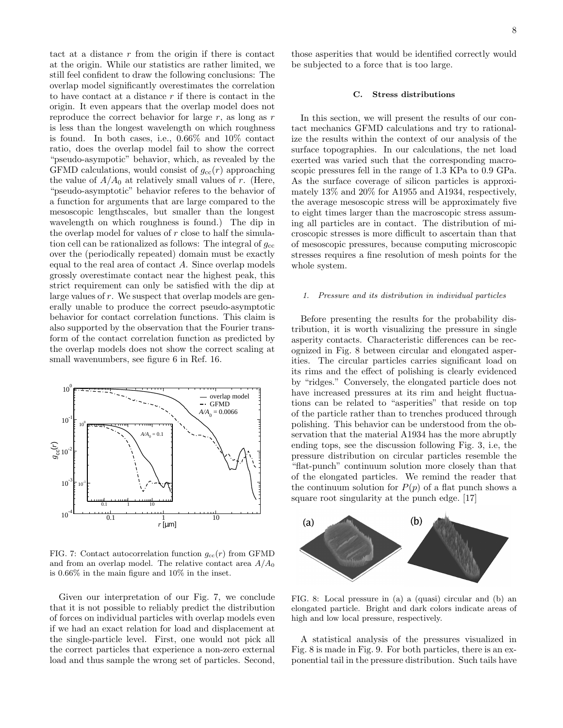tact at a distance $r$ from the origin if there is contact at the origin. While our statistics are rather limited, we still feel confident to draw the following conclusions: The overlap model significantly overestimates the correlation to have contact at a distance $r$ if there is contact in the origin. It even appears that the overlap model does not reproduce the correct behavior for large $r$, as long as $r$ is less than the longest wavelength on which roughness is found. In both cases, i.e., 0.66% and 10% contact ratio, does the overlap model fail to show the correct "pseudo-asympotic" behavior, which, as revealed by the GFMD calculations, would consist of $g_{cc}(r)$ approaching the value of $A/A_0$ at relatively small values of $r$. (Here, "pseudo-asymptotic" behavior referes to the behavior of a function for arguments that are large compared to the mesoscopic lengthscales, but smaller than the longest wavelength on which roughness is found.) The dip in the overlap model for values of $r$ close to half the simulation cell can be rationalized as follows: The integral of $g_{cc}$ over the (periodically repeated) domain must be exactly equal to the real area of contact $A$. Since overlap models grossly overestimate contact near the highest peak, this strict requirement can only be satisfied with the dip at large values of $r$. We suspect that overlap models are generally unable to produce the correct pseudo-asymptotic behavior for contact correlation functions. This claim is also supported by the observation that the Fourier transform of the contact correlation function as predicted by the overlap models does not show the correct scaling at small wavenumbers, see figure 6 in Ref. 16.

FIG. 7: Contact autocorrelation function $g_{cc}(r)$ from GFMD and from an overlap model. The relative contact area $A/A_0$ is 0.66% in the main figure and 10% in the inset.

Given our interpretation of our Fig. 7, we conclude that it is not possible to reliably predict the distribution of forces on individual particles with overlap models even if we had an exact relation for load and displacement at the single-particle level. First, one would not pick all the correct particles that experience a non-zero external load and thus sample the wrong set of particles. Second, those asperities that would be identified correctly would be subjected to a force that is too large.

### C. Stress distributions

In this section, we will present the results of our contact mechanics GFMD calculations and try to rationalize the results within the context of our analysis of the surface topographies. In our calculations, the net load exerted was varied such that the corresponding macroscopic pressures fell in the range of 1.3 KPa to 0.9 GPa. As the surface coverage of silicon particles is approximately 13% and 20% for A1955 and A1934, respectively, the average mesoscopic stress will be approximately five to eight times larger than the macroscopic stress assuming all particles are in contact. The distribution of microscopic stresses is more difficult to ascertain than that of mesoscopic pressures, because computing microscopic stresses requires a fine resolution of mesh points for the whole system.

#### 1. Pressure and its distribution in individual particles

Before presenting the results for the probability distribution, it is worth visualizing the pressure in single asperity contacts. Characteristic differences can be recognized in Fig. 8 between circular and elongated asperities. The circular particles carries significant load on its rims and the effect of polishing is clearly evidenced by "ridges." Conversely, the elongated particle does not have increased pressures at its rim and height fluctuations can be related to "asperities" that reside on top of the particle rather than to trenches produced through polishing. This behavior can be understood from the observation that the material A1934 has the more abruptly ending tops, see the discussion following Fig. 3, i.e, the pressure distribution on circular particles resemble the "flat-punch" continuum solution more closely than that of the elongated particles. We remind the reader that the continuum solution for $P(p)$ of a flat punch shows a square root singularity at the punch edge. [17]

FIG. 8: Local pressure in (a) a (quasi) circular and (b) an elongated particle. Bright and dark colors indicate areas of high and low local pressure, respectively.

A statistical analysis of the pressures visualized in Fig. 8 is made in Fig. 9. For both particles, there is an exponential tail in the pressure distribution. Such tails have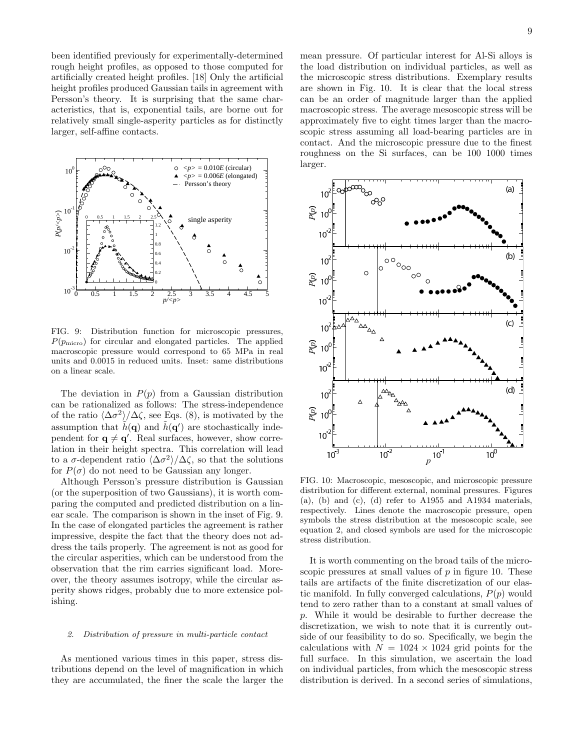been identified previously for experimentally-determined rough height profiles, as opposed to those computed for artificially created height profiles. [18] Only the artificial height profiles produced Gaussian tails in agreement with Persson's theory. It is surprising that the same characteristics, that is, exponential tails, are borne out for relatively small single-asperity particles as for distinctly larger, self-affine contacts.

FIG. 9: Distribution function for microscopic pressures, $P(p_{\rm micro})$ for circular and elongated particles. The applied macroscopic pressure would correspond to 65 MPa in real units and 0.0015 in reduced units. Inset: same distributions on a linear scale.

The deviation in $P(p)$ from a Gaussian distribution can be rationalized as follows: The stress-independence of the ratio $\langle \Delta\sigma^2 \rangle / \Delta\zeta$, see Eqs. (8), is motivated by the assumption that $\tilde{h}(\mathbf{q})$ and $\tilde{h}(\mathbf{q}')$ are stochastically independent for $\mathbf{q} \neq \mathbf{q}'$. Real surfaces, however, show correlation in their height spectra. This correlation will lead to a $\sigma$-dependent ratio $\langle \Delta\sigma^2 \rangle / \Delta\zeta$, so that the solutions for $P(\sigma)$ do not need to be Gaussian any longer.

Although Persson's pressure distribution is Gaussian (or the superposition of two Gaussians), it is worth comparing the computed and predicted distribution on a linear scale. The comparison is shown in the inset of Fig. 9. In the case of elongated particles the agreement is rather impressive, despite the fact that the theory does not address the tails properly. The agreement is not as good for the circular asperities, which can be understood from the observation that the rim carries significant load. Moreover, the theory assumes isotropy, while the circular asperity shows ridges, probably due to more extensice polishing.

### 2. *Distribution of pressure in multi-particle contact*

As mentioned various times in this paper, stress distributions depend on the level of magnification in which they are accumulated, the finer the scale the larger the mean pressure. Of particular interest for Al-Si alloys is the load distribution on individual particles, as well as the microscopic stress distributions. Exemplary results are shown in Fig. 10. It is clear that the local stress can be an order of magnitude larger than the applied macroscopic stress. The average mesoscopic stress will be approximately five to eight times larger than the macroscopic stress assuming all load-bearing particles are in contact. And the microscopic pressure due to the finest roughness on the Si surfaces, can be 100 1000 times larger.

FIG. 10: Macroscopic, mesoscopic, and microscopic pressure distribution for different external, nominal pressures. Figures (a), (b) and (c), (d) refer to A1955 and A1934 materials, respectively. Lines denote the macroscopic pressure, open symbols the stress distribution at the mesoscopic scale, see equation 2, and closed symbols are used for the microscopic stress distribution.

It is worth commenting on the broad tails of the microscopic pressures at small values of $p$ in figure 10. These tails are artifacts of the finite discretization of our elastic manifold. In fully converged calculations, $P(p)$ would tend to zero rather than to a constant at small values of $p$. While it would be desirable to further decrease the discretization, we wish to note that it is currently outside of our feasibility to do so. Specifically, we begin the calculations with $N = 1024 \times 1024$ grid points for the full surface. In this simulation, we ascertain the load on individual particles, from which the mesoscopic stress distribution is derived. In a second series of simulations,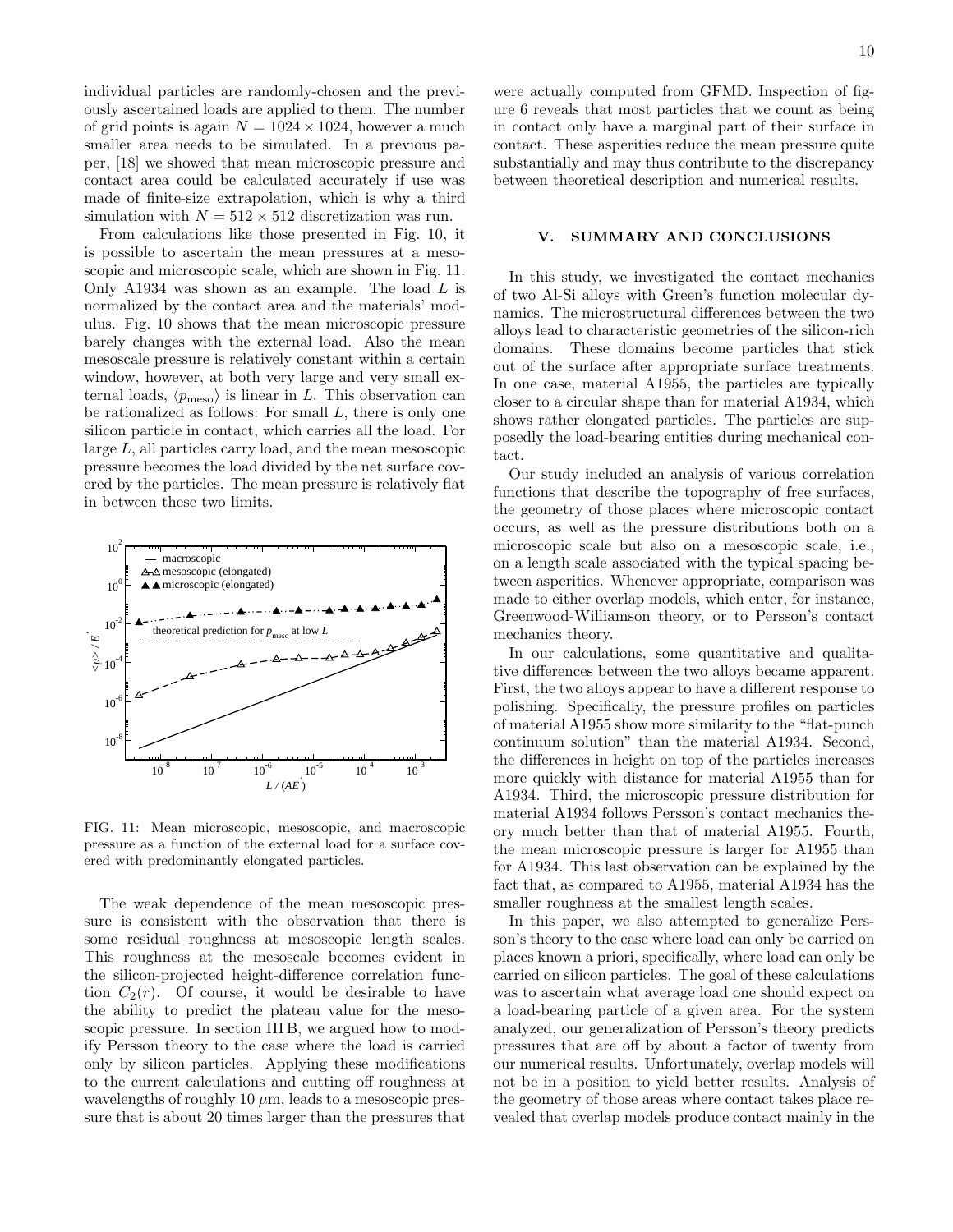individual particles are randomly-chosen and the previously ascertained loads are applied to them. The number of grid points is again $N = 1024 \times 1024$, however a much smaller area needs to be simulated. In a previous paper, [18] we showed that mean microscopic pressure and contact area could be calculated accurately if use was made of finite-size extrapolation, which is why a third simulation with $N = 512 \times 512$ discretization was run.

From calculations like those presented in Fig. 10, it is possible to ascertain the mean pressures at a mesoscopic and microscopic scale, which are shown in Fig. 11. Only A1934 was shown as an example. The load $L$ is normalized by the contact area and the materials' modulus. Fig. 10 shows that the mean microscopic pressure barely changes with the external load. Also the mean mesoscale pressure is relatively constant within a certain window, however, at both very large and very small external loads, $\langle p_{\text{meso}} \rangle$ is linear in $L$. This observation can be rationalized as follows: For small $L$, there is only one silicon particle in contact, which carries all the load. For large $L$, all particles carry load, and the mean mesoscopic pressure becomes the load divided by the net surface covered by the particles. The mean pressure is relatively flat in between these two limits.

FIG. 11: Mean microscopic, mesoscopic, and macroscopic pressure as a function of the external load for a surface covered with predominantly elongated particles.

The weak dependence of the mean mesoscopic pressure is consistent with the observation that there is some residual roughness at mesoscopic length scales. This roughness at the mesoscale becomes evident in the silicon-projected height-difference correlation function $C_2(r)$. Of course, it would be desirable to have the ability to predict the plateau value for the mesoscopic pressure. In section III B, we argued how to modify Persson theory to the case where the load is carried only by silicon particles. Applying these modifications to the current calculations and cutting off roughness at wavelengths of roughly 10 $\mu$m, leads to a mesoscopic pressure that is about 20 times larger than the pressures that were actually computed from GFMD. Inspection of figure 6 reveals that most particles that we count as being in contact only have a marginal part of their surface in contact. These asperities reduce the mean pressure quite substantially and may thus contribute to the discrepancy between theoretical description and numerical results.

## V. SUMMARY AND CONCLUSIONS

In this study, we investigated the contact mechanics of two Al-Si alloys with Green's function molecular dynamics. The microstructural differences between the two alloys lead to characteristic geometries of the silicon-rich domains. These domains become particles that stick out of the surface after appropriate surface treatments. In one case, material A1955, the particles are typically closer to a circular shape than for material A1934, which shows rather elongated particles. The particles are supposedly the load-bearing entities during mechanical contact.

Our study included an analysis of various correlation functions that describe the topography of free surfaces, the geometry of those places where microscopic contact occurs, as well as the pressure distributions both on a microscopic scale but also on a mesoscopic scale, i.e., on a length scale associated with the typical spacing between asperities. Whenever appropriate, comparison was made to either overlap models, which enter, for instance, Greenwood-Williamson theory, or to Persson's contact mechanics theory.

In our calculations, some quantitative and qualitative differences between the two alloys became apparent. First, the two alloys appear to have a different response to polishing. Specifically, the pressure profiles on particles of material A1955 show more similarity to the "flat-punch continuum solution" than the material A1934. Second, the differences in height on top of the particles increases more quickly with distance for material A1955 than for A1934. Third, the microscopic pressure distribution for material A1934 follows Persson's contact mechanics theory much better than that of material A1955. Fourth, the mean microscopic pressure is larger for A1955 than for A1934. This last observation can be explained by the fact that, as compared to A1955, material A1934 has the smaller roughness at the smallest length scales.

In this paper, we also attempted to generalize Persson's theory to the case where load can only be carried on places known a priori, specifically, where load can only be carried on silicon particles. The goal of these calculations was to ascertain what average load one should expect on a load-bearing particle of a given area. For the system analyzed, our generalization of Persson's theory predicts pressures that are off by about a factor of twenty from our numerical results. Unfortunately, overlap models will not be in a position to yield better results. Analysis of the geometry of those areas where contact takes place revealed that overlap models produce contact mainly in the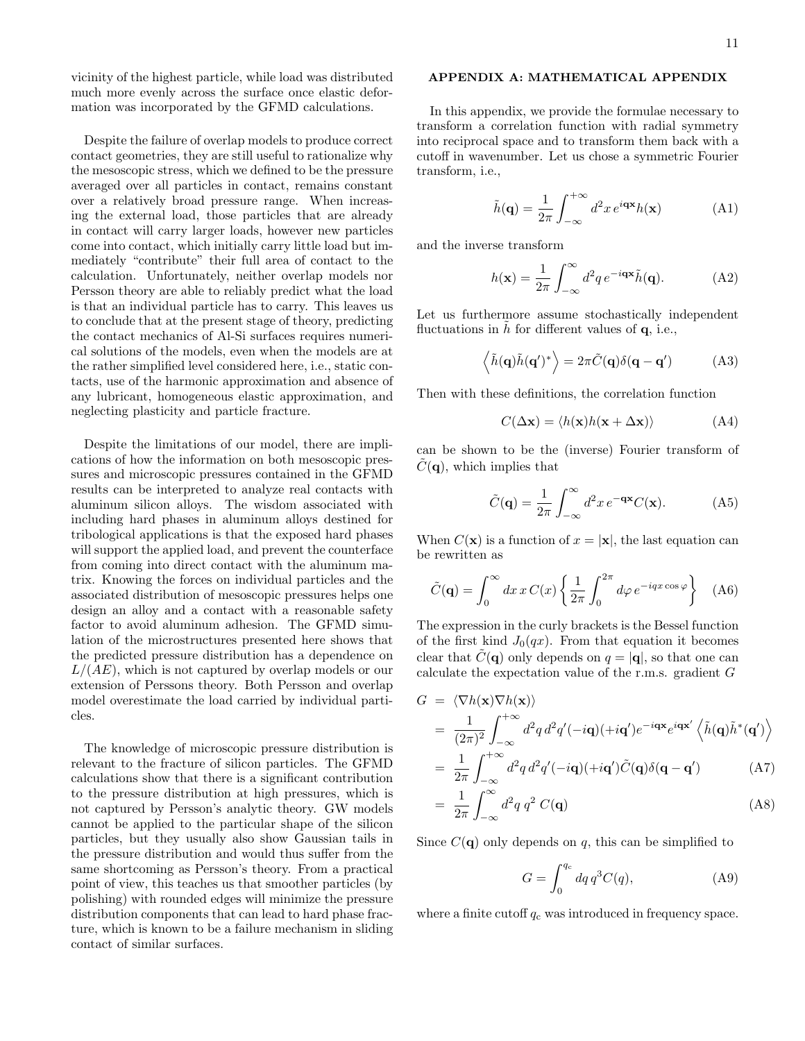vicinity of the highest particle, while load was distributed much more evenly across the surface once elastic deformation was incorporated by the GFMD calculations.

Despite the failure of overlap models to produce correct contact geometries, they are still useful to rationalize why the mesoscopic stress, which we defined to be the pressure averaged over all particles in contact, remains constant over a relatively broad pressure range. When increasing the external load, those particles that are already in contact will carry larger loads, however new particles come into contact, which initially carry little load but immediately "contribute" their full area of contact to the calculation. Unfortunately, neither overlap models nor Persson theory are able to reliably predict what the load is that an individual particle has to carry. This leaves us to conclude that at the present stage of theory, predicting the contact mechanics of Al-Si surfaces requires numerical solutions of the models, even when the models are at the rather simplified level considered here, i.e., static contacts, use of the harmonic approximation and absence of any lubricant, homogeneous elastic approximation, and neglecting plasticity and particle fracture.

Despite the limitations of our model, there are implications of how the information on both mesoscopic pressures and microscopic pressures contained in the GFMD results can be interpreted to analyze real contacts with aluminum silicon alloys. The wisdom associated with including hard phases in aluminum alloys destined for tribological applications is that the exposed hard phases will support the applied load, and prevent the counterface from coming into direct contact with the aluminum matrix. Knowing the forces on individual particles and the associated distribution of mesoscopic pressures helps one design an alloy and a contact with a reasonable safety factor to avoid aluminum adhesion. The GFMD simulation of the microstructures presented here shows that the predicted pressure distribution has a dependence on $L/(AE)$, which is not captured by overlap models or our extension of Perssons theory. Both Persson and overlap model overestimate the load carried by individual particles.

The knowledge of microscopic pressure distribution is relevant to the fracture of silicon particles. The GFMD calculations show that there is a significant contribution to the pressure distribution at high pressures, which is not captured by Persson's analytic theory. GW models cannot be applied to the particular shape of the silicon particles, but they usually also show Gaussian tails in the pressure distribution and would thus suffer from the same shortcoming as Persson's theory. From a practical point of view, this teaches us that smoother particles (by polishing) with rounded edges will minimize the pressure distribution components that can lead to hard phase fracture, which is known to be a failure mechanism in sliding contact of similar surfaces.

## APPENDIX A: MATHEMATICAL APPENDIX

In this appendix, we provide the formulae necessary to transform a correlation function with radial symmetry into reciprocal space and to transform them back with a cutoff in wavenumber. Let us chose a symmetric Fourier transform, i.e.,

$$\tilde{h}(\mathbf{q}) = \frac{1}{2\pi}\int_{-\infty}^{+\infty} d^2x\, e^{i\mathbf{q}\mathbf{x}} h(\mathbf{x}) \tag{A1}$$

and the inverse transform

$$h(\mathbf{x}) = \frac{1}{2\pi}\int_{-\infty}^{\infty} d^2q\, e^{-i\mathbf{q}\mathbf{x}} \tilde{h}(\mathbf{q}). \tag{A2}$$

Let us furthermore assume stochastically independent fluctuations in $\tilde{h}$ for different values of $\mathbf{q}$, i.e.,

$$\left\langle \tilde{h}(\mathbf{q})\tilde{h}(\mathbf{q}')^* \right\rangle = 2\pi\tilde{C}(\mathbf{q})\delta(\mathbf{q}-\mathbf{q}') \tag{A3}$$

Then with these definitions, the correlation function

$$C(\Delta\mathbf{x}) = \langle h(\mathbf{x})h(\mathbf{x}+\Delta\mathbf{x})\rangle \tag{A4}$$

can be shown to be the (inverse) Fourier transform of $\tilde{C}(\mathbf{q})$, which implies that

$$\tilde{C}(\mathbf{q}) = \frac{1}{2\pi}\int_{-\infty}^{\infty} d^2x\, e^{-\mathbf{q}\mathbf{x}} C(\mathbf{x}). \tag{A5}$$

When $C(\mathbf{x})$ is a function of $x = |\mathbf{x}|$, the last equation can be rewritten as

$$\tilde{C}(\mathbf{q}) = \int_0^{\infty} dx\, x\, C(x) \left\{ \frac{1}{2\pi}\int_0^{2\pi} d\varphi\, e^{-iqx\cos\varphi} \right\} \tag{A6}$$

The expression in the curly brackets is the Bessel function of the first kind $J_0(qx)$. From that equation it becomes clear that $\tilde{C}(\mathbf{q})$ only depends on $q = |\mathbf{q}|$, so that one can calculate the expectation value of the r.m.s. gradient $G$

$$\begin{aligned}
G &= \langle \nabla h(\mathbf{x})\nabla h(\mathbf{x})\rangle \\
&= \frac{1}{(2\pi)^2}\int_{-\infty}^{+\infty} d^2q\, d^2q' (-i\mathbf{q})(+i\mathbf{q}') e^{-i\mathbf{q}\mathbf{x}} e^{i\mathbf{q}\mathbf{x}'} \left\langle \tilde{h}(\mathbf{q})\tilde{h}^*(\mathbf{q}')\right\rangle \\
&= \frac{1}{2\pi}\int_{-\infty}^{+\infty} d^2q\, d^2q' (-i\mathbf{q})(+i\mathbf{q}')\tilde{C}(\mathbf{q})\delta(\mathbf{q}-\mathbf{q}') \qquad \text{(A7)} \\
&= \frac{1}{2\pi}\int_{-\infty}^{\infty} d^2q\; q^2\; C(\mathbf{q}) \qquad \text{(A8)}
\end{aligned}$$

Since $C(\mathbf{q})$ only depends on $q$, this can be simplified to

$$G = \int_0^{q_c} dq\, q^3 C(q), \tag{A9}$$

where a finite cutoff $q_c$ was introduced in frequency space.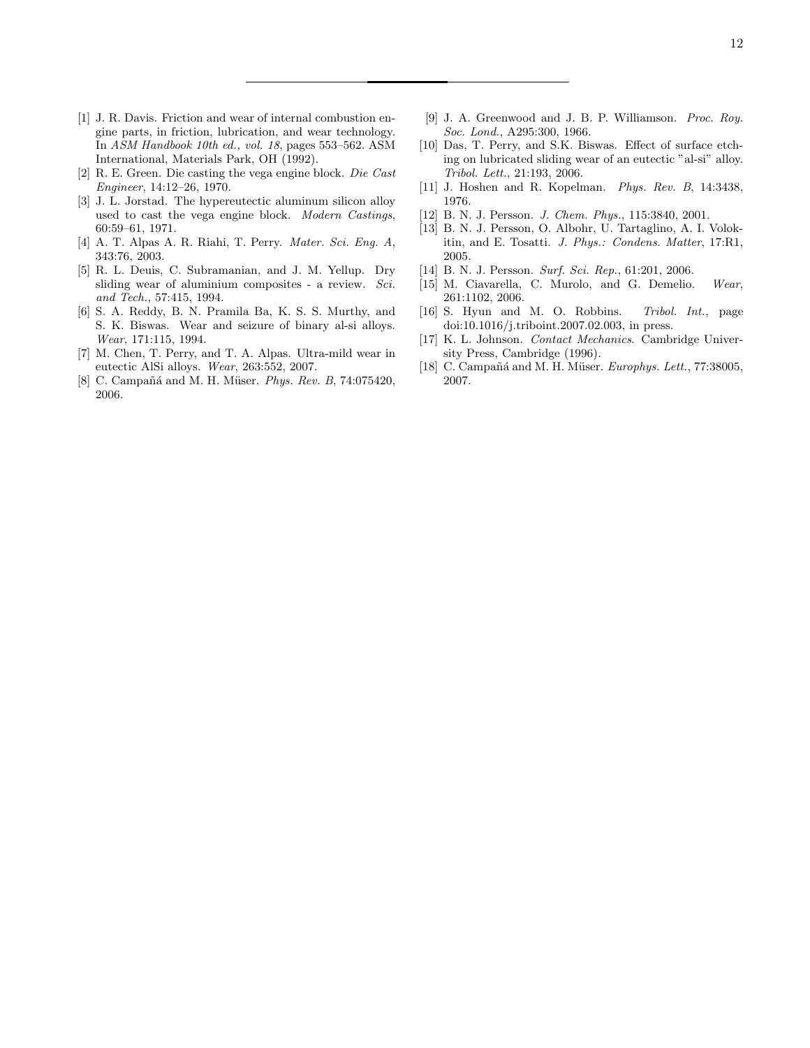[1] J. R. Davis. Friction and wear of internal combustion engine parts, in friction, lubrication, and wear technology. In *ASM Handbook 10th ed., vol. 18*, pages 553–562. ASM International, Materials Park, OH (1992).

[2] R. E. Green. Die casting the vega engine block. *Die Cast Engineer*, 14:12–26, 1970.

[3] J. L. Jorstad. The hypereutectic aluminum silicon alloy used to cast the vega engine block. *Modern Castings*, 60:59–61, 1971.

[4] A. T. Alpas A. R. Riahi, T. Perry. *Mater. Sci. Eng. A*, 343:76, 2003.

[5] R. L. Deuis, C. Subramanian, and J. M. Yellup. Dry sliding wear of aluminium composites - a review. *Sci. and Tech.*, 57:415, 1994.

[6] S. A. Reddy, B. N. Pramila Ba, K. S. S. Murthy, and S. K. Biswas. Wear and seizure of binary al-si alloys. *Wear*, 171:115, 1994.

[7] M. Chen, T. Perry, and T. A. Alpas. Ultra-mild wear in eutectic AlSi alloys. *Wear*, 263:552, 2007.

[8] C. Campañá and M. H. Müser. *Phys. Rev. B*, 74:075420, 2006.

[9] J. A. Greenwood and J. B. P. Williamson. *Proc. Roy. Soc. Lond.*, A295:300, 1966.

[10] Das, T. Perry, and S.K. Biswas. Effect of surface etching on lubricated sliding wear of an eutectic "al-si" alloy. *Tribol. Lett.*, 21:193, 2006.

[11] J. Hoshen and R. Kopelman. *Phys. Rev. B*, 14:3438, 1976.

[12] B. N. J. Persson. *J. Chem. Phys.*, 115:3840, 2001.

[13] B. N. J. Persson, O. Albohr, U. Tartaglino, A. I. Volokitin, and E. Tosatti. *J. Phys.: Condens. Matter*, 17:R1, 2005.

[14] B. N. J. Persson. *Surf. Sci. Rep.*, 61:201, 2006.

[15] M. Ciavarella, C. Murolo, and G. Demelio. *Wear*, 261:1102, 2006.

[16] S. Hyun and M. O. Robbins. *Tribol. Int.*, page doi:10.1016/j.triboint.2007.02.003, in press.

[17] K. L. Johnson. *Contact Mechanics*. Cambridge University Press, Cambridge (1996).

[18] C. Campañá and M. H. Müser. *Europhys. Lett.*, 77:38005, 2007.